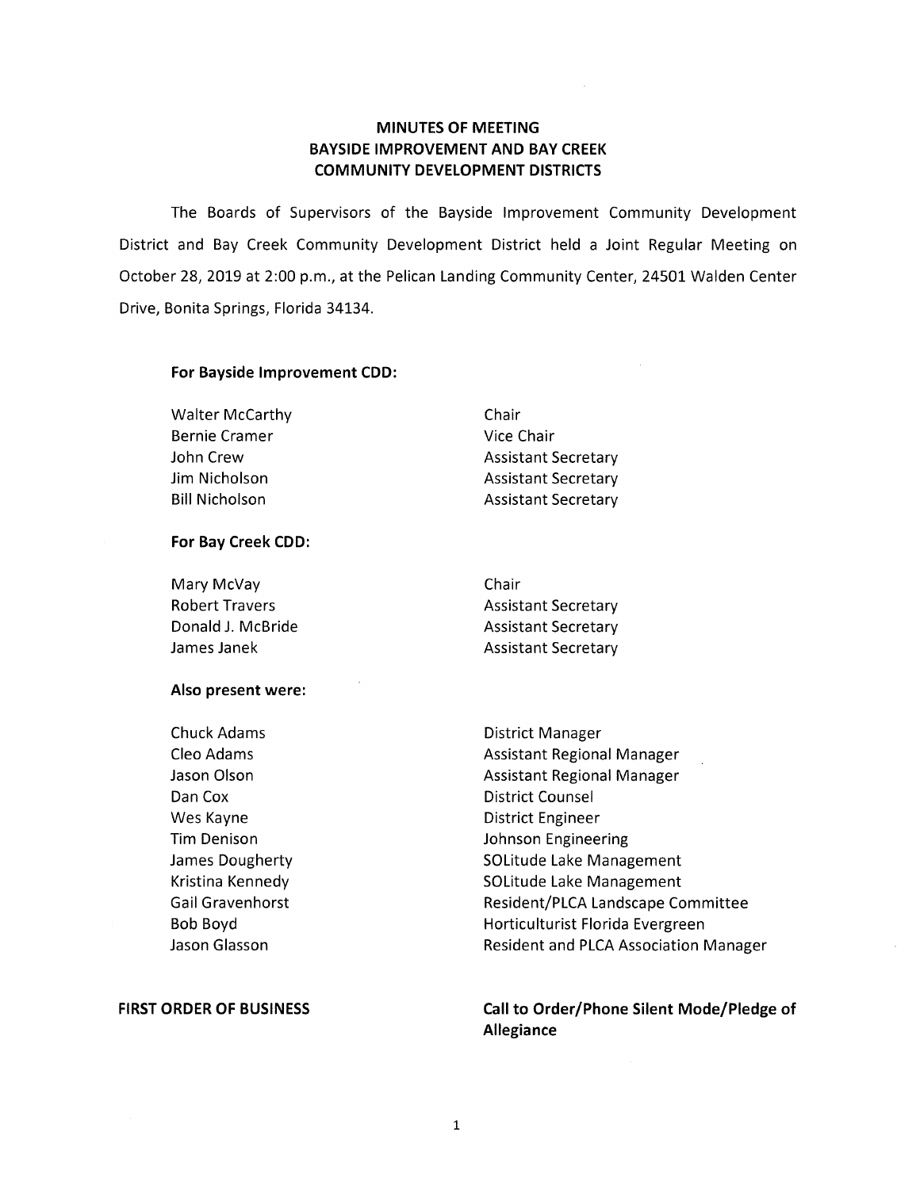# MINUTES OF MEETING
# BAYSIDE IMPROVEMENT AND BAY CREEK
# COMMUNITY DEVELOPMENT DISTRICTS

The Boards of Supervisors of the Bayside Improvement Community Development District and Bay Creek Community Development District held a Joint Regular Meeting on October 28, 2019 at 2:00 p.m., at the Pelican Landing Community Center, 24501 Walden Center Drive, Bonita Springs, Florida 34134.

**For Bayside Improvement CDD:**

| | |
|---|---|
| Walter McCarthy | Chair |
| Bernie Cramer | Vice Chair |
| John Crew | Assistant Secretary |
| Jim Nicholson | Assistant Secretary |
| Bill Nicholson | Assistant Secretary |

**For Bay Creek CDD:**

| | |
|---|---|
| Mary McVay | Chair |
| Robert Travers | Assistant Secretary |
| Donald J. McBride | Assistant Secretary |
| James Janek | Assistant Secretary |

**Also present were:**

| | |
|---|---|
| Chuck Adams | District Manager |
| Cleo Adams | Assistant Regional Manager |
| Jason Olson | Assistant Regional Manager |
| Dan Cox | District Counsel |
| Wes Kayne | District Engineer |
| Tim Denison | Johnson Engineering |
| James Dougherty | SOLitude Lake Management |
| Kristina Kennedy | SOLitude Lake Management |
| Gail Gravenhorst | Resident/PLCA Landscape Committee |
| Bob Boyd | Horticulturist Florida Evergreen |
| Jason Glasson | Resident and PLCA Association Manager |

**FIRST ORDER OF BUSINESS** **Call to Order/Phone Silent Mode/Pledge of Allegiance**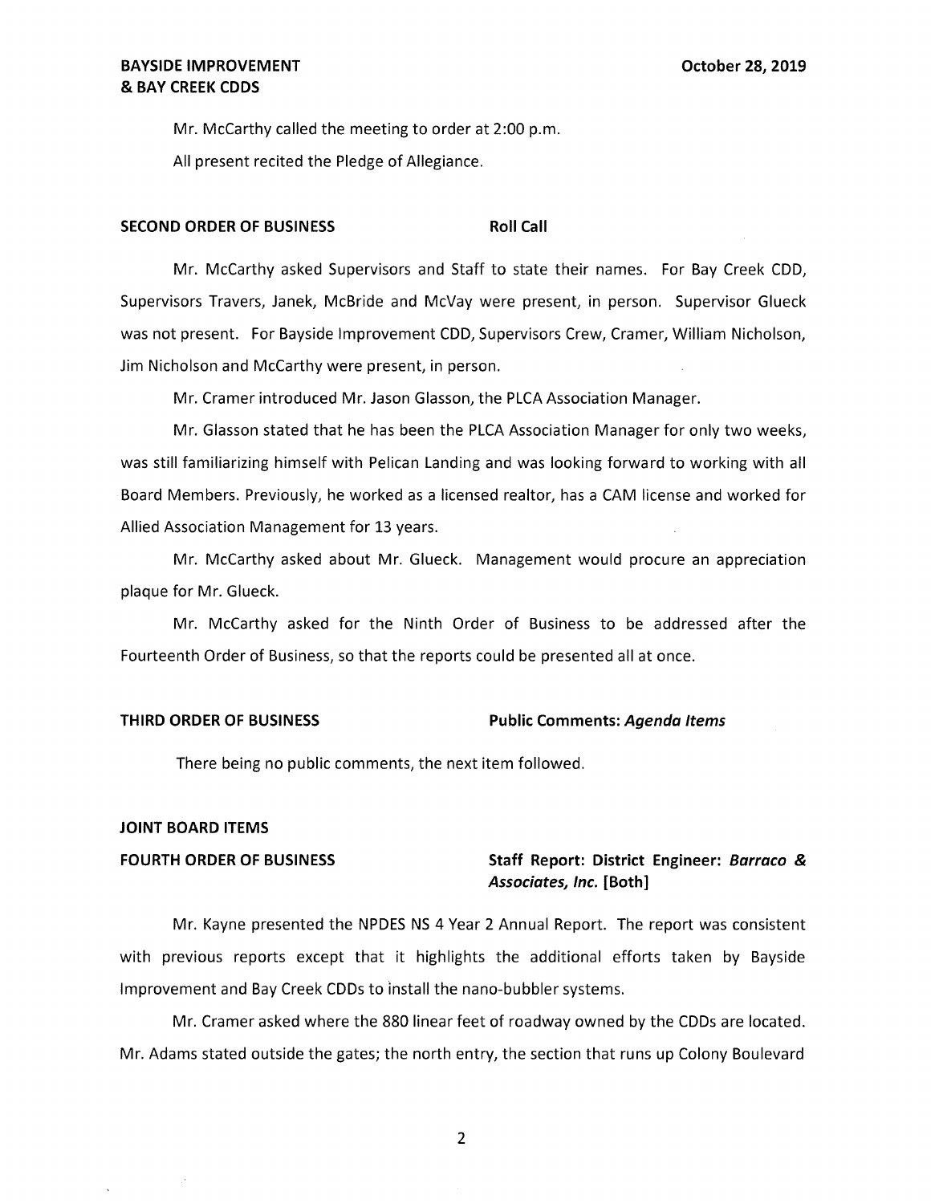Mr. McCarthy called the meeting to order at 2:00 p.m.

All present recited the Pledge of Allegiance.

**SECOND ORDER OF BUSINESS** **Roll Call**

Mr. McCarthy asked Supervisors and Staff to state their names. For Bay Creek CDD, Supervisors Travers, Janek, McBride and McVay were present, in person. Supervisor Glueck was not present. For Bayside Improvement CDD, Supervisors Crew, Cramer, William Nicholson, Jim Nicholson and McCarthy were present, in person.

Mr. Cramer introduced Mr. Jason Glasson, the PLCA Association Manager.

Mr. Glasson stated that he has been the PLCA Association Manager for only two weeks, was still familiarizing himself with Pelican Landing and was looking forward to working with all Board Members. Previously, he worked as a licensed realtor, has a CAM license and worked for Allied Association Management for 13 years.

Mr. McCarthy asked about Mr. Glueck. Management would procure an appreciation plaque for Mr. Glueck.

Mr. McCarthy asked for the Ninth Order of Business to be addressed after the Fourteenth Order of Business, so that the reports could be presented all at once.

**THIRD ORDER OF BUSINESS** **Public Comments: *Agenda Items***

There being no public comments, the next item followed.

**JOINT BOARD ITEMS**

**FOURTH ORDER OF BUSINESS** **Staff Report: District Engineer: *Barraco & Associates, Inc.* [Both]**

Mr. Kayne presented the NPDES NS 4 Year 2 Annual Report. The report was consistent with previous reports except that it highlights the additional efforts taken by Bayside Improvement and Bay Creek CDDs to install the nano-bubbler systems.

Mr. Cramer asked where the 880 linear feet of roadway owned by the CDDs are located. Mr. Adams stated outside the gates; the north entry, the section that runs up Colony Boulevard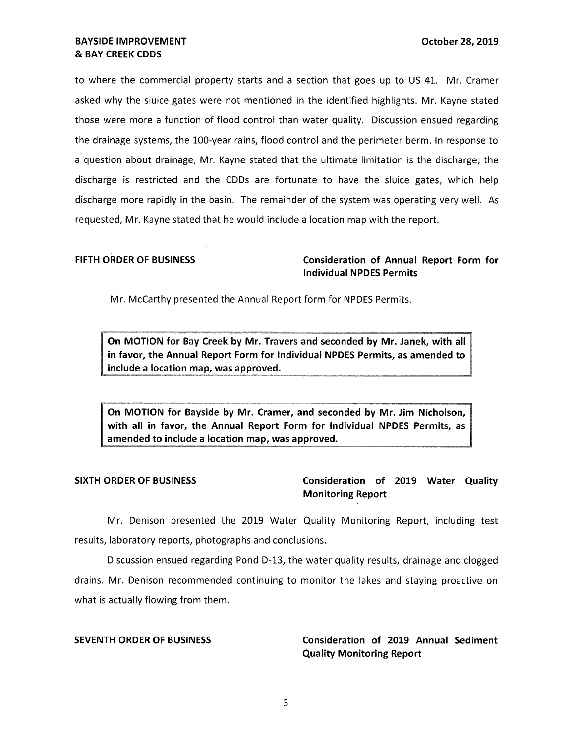to where the commercial property starts and a section that goes up to US 41. Mr. Cramer asked why the sluice gates were not mentioned in the identified highlights. Mr. Kayne stated those were more a function of flood control than water quality. Discussion ensued regarding the drainage systems, the 100-year rains, flood control and the perimeter berm. In response to a question about drainage, Mr. Kayne stated that the ultimate limitation is the discharge; the discharge is restricted and the CDDs are fortunate to have the sluice gates, which help discharge more rapidly in the basin. The remainder of the system was operating very well. As requested, Mr. Kayne stated that he would include a location map with the report.

## FIFTH ORDER OF BUSINESS — Consideration of Annual Report Form for Individual NPDES Permits

Mr. McCarthy presented the Annual Report form for NPDES Permits.

> **On MOTION for Bay Creek by Mr. Travers and seconded by Mr. Janek, with all in favor, the Annual Report Form for Individual NPDES Permits, as amended to include a location map, was approved.**

> **On MOTION for Bayside by Mr. Cramer, and seconded by Mr. Jim Nicholson, with all in favor, the Annual Report Form for Individual NPDES Permits, as amended to include a location map, was approved.**

## SIXTH ORDER OF BUSINESS — Consideration of 2019 Water Quality Monitoring Report

Mr. Denison presented the 2019 Water Quality Monitoring Report, including test results, laboratory reports, photographs and conclusions.

Discussion ensued regarding Pond D-13, the water quality results, drainage and clogged drains. Mr. Denison recommended continuing to monitor the lakes and staying proactive on what is actually flowing from them.

## SEVENTH ORDER OF BUSINESS — Consideration of 2019 Annual Sediment Quality Monitoring Report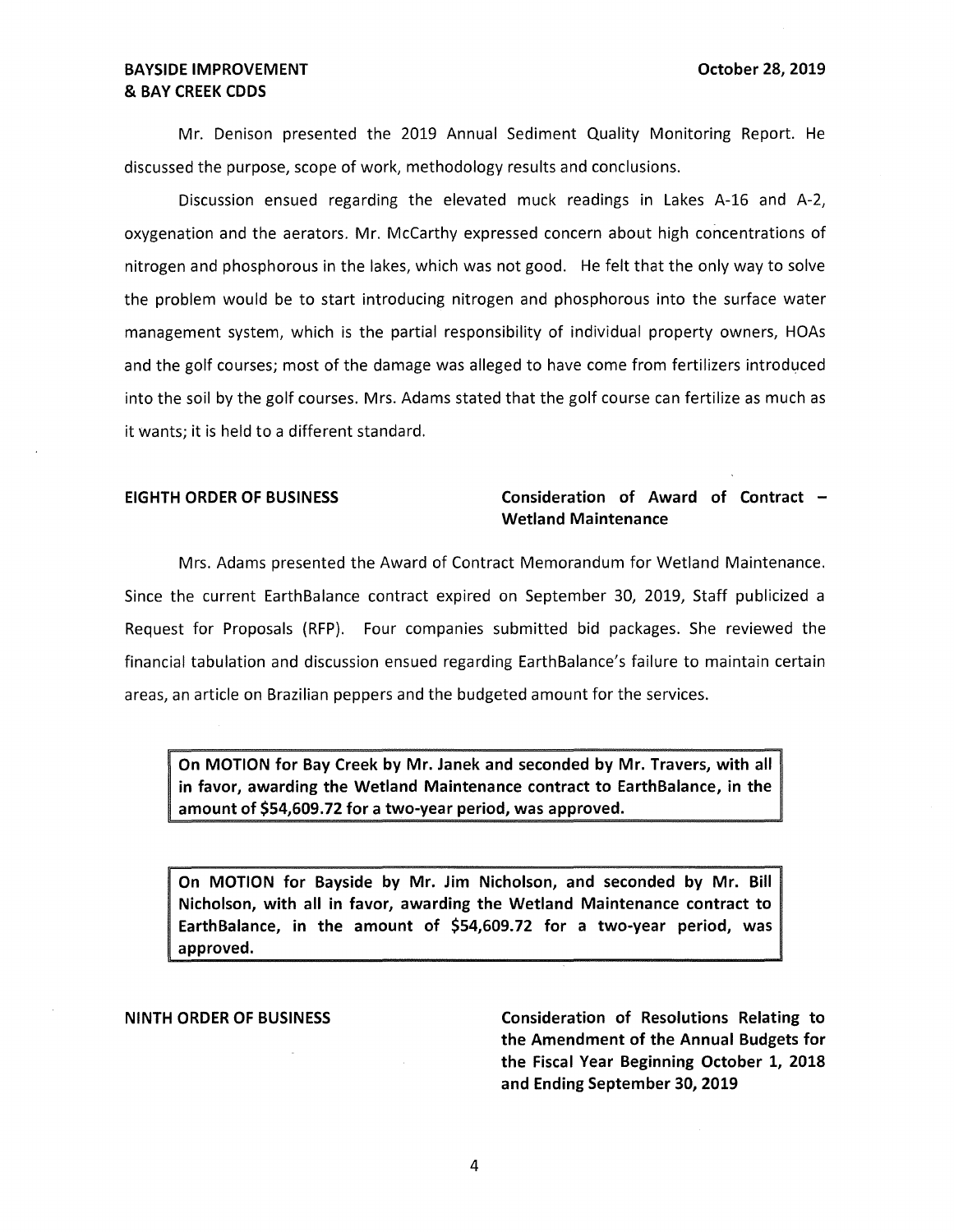Mr. Denison presented the 2019 Annual Sediment Quality Monitoring Report. He discussed the purpose, scope of work, methodology results and conclusions.

Discussion ensued regarding the elevated muck readings in Lakes A-16 and A-2, oxygenation and the aerators. Mr. McCarthy expressed concern about high concentrations of nitrogen and phosphorous in the lakes, which was not good. He felt that the only way to solve the problem would be to start introducing nitrogen and phosphorous into the surface water management system, which is the partial responsibility of individual property owners, HOAs and the golf courses; most of the damage was alleged to have come from fertilizers introduced into the soil by the golf courses. Mrs. Adams stated that the golf course can fertilize as much as it wants; it is held to a different standard.

**EIGHTH ORDER OF BUSINESS** **Consideration of Award of Contract – Wetland Maintenance**

Mrs. Adams presented the Award of Contract Memorandum for Wetland Maintenance. Since the current EarthBalance contract expired on September 30, 2019, Staff publicized a Request for Proposals (RFP). Four companies submitted bid packages. She reviewed the financial tabulation and discussion ensued regarding EarthBalance's failure to maintain certain areas, an article on Brazilian peppers and the budgeted amount for the services.

> **On MOTION for Bay Creek by Mr. Janek and seconded by Mr. Travers, with all in favor, awarding the Wetland Maintenance contract to EarthBalance, in the amount of $54,609.72 for a two-year period, was approved.**

> **On MOTION for Bayside by Mr. Jim Nicholson, and seconded by Mr. Bill Nicholson, with all in favor, awarding the Wetland Maintenance contract to EarthBalance, in the amount of $54,609.72 for a two-year period, was approved.**

**NINTH ORDER OF BUSINESS** **Consideration of Resolutions Relating to the Amendment of the Annual Budgets for the Fiscal Year Beginning October 1, 2018 and Ending September 30, 2019**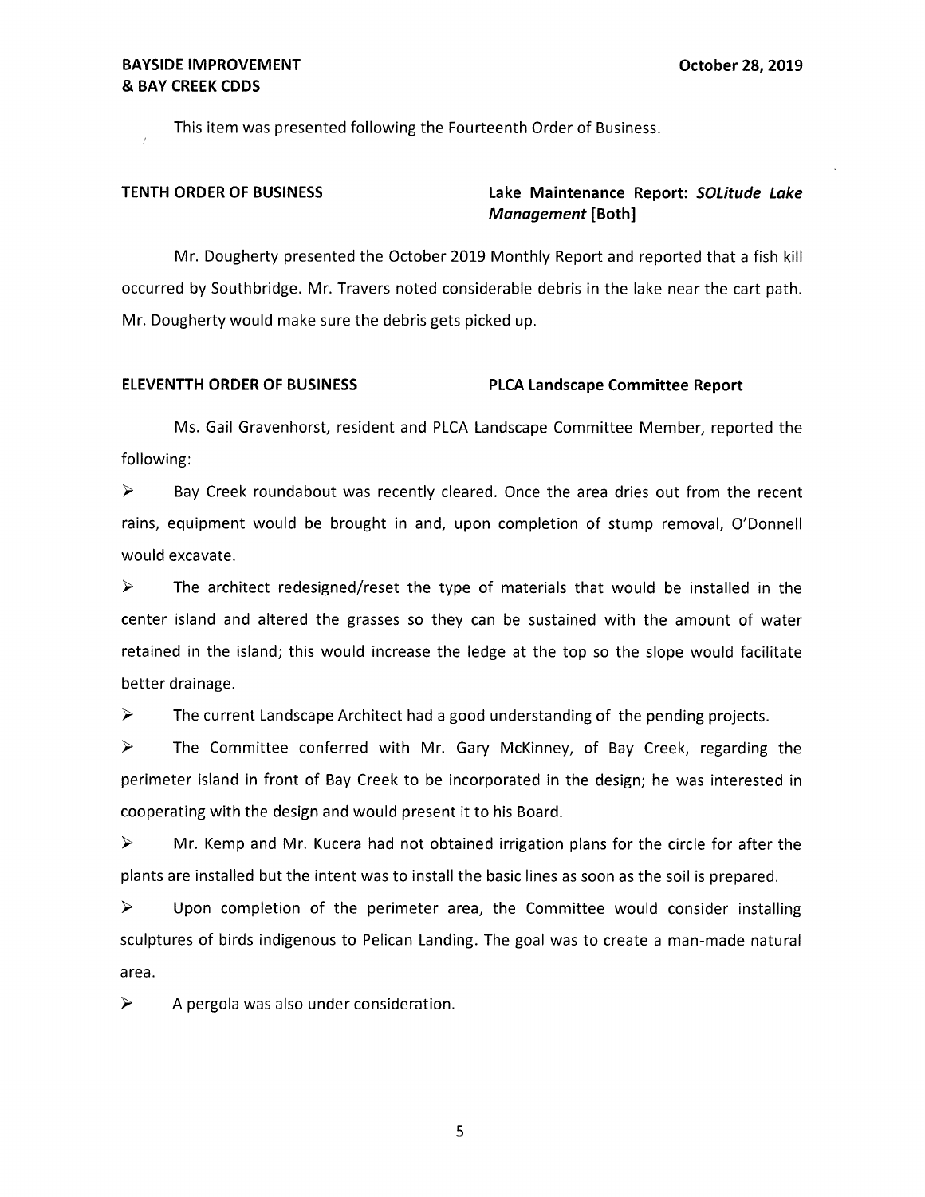This item was presented following the Fourteenth Order of Business.

**TENTH ORDER OF BUSINESS** **Lake Maintenance Report: *SOLitude Lake Management* [Both]**

Mr. Dougherty presented the October 2019 Monthly Report and reported that a fish kill occurred by Southbridge. Mr. Travers noted considerable debris in the lake near the cart path. Mr. Dougherty would make sure the debris gets picked up.

**ELEVENTTH ORDER OF BUSINESS** **PLCA Landscape Committee Report**

Ms. Gail Gravenhorst, resident and PLCA Landscape Committee Member, reported the following:

- Bay Creek roundabout was recently cleared. Once the area dries out from the recent rains, equipment would be brought in and, upon completion of stump removal, O'Donnell would excavate.
- The architect redesigned/reset the type of materials that would be installed in the center island and altered the grasses so they can be sustained with the amount of water retained in the island; this would increase the ledge at the top so the slope would facilitate better drainage.
- The current Landscape Architect had a good understanding of the pending projects.
- The Committee conferred with Mr. Gary McKinney, of Bay Creek, regarding the perimeter island in front of Bay Creek to be incorporated in the design; he was interested in cooperating with the design and would present it to his Board.
- Mr. Kemp and Mr. Kucera had not obtained irrigation plans for the circle for after the plants are installed but the intent was to install the basic lines as soon as the soil is prepared.
- Upon completion of the perimeter area, the Committee would consider installing sculptures of birds indigenous to Pelican Landing. The goal was to create a man-made natural area.
- A pergola was also under consideration.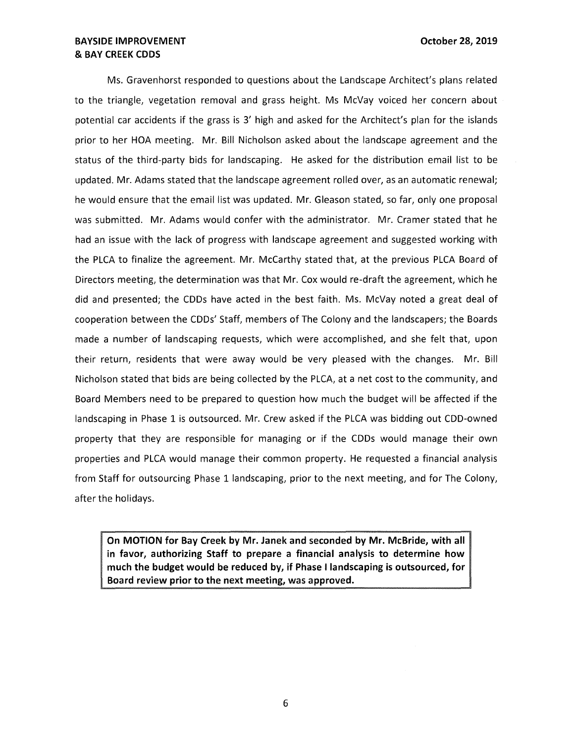Ms. Gravenhorst responded to questions about the Landscape Architect's plans related to the triangle, vegetation removal and grass height. Ms McVay voiced her concern about potential car accidents if the grass is 3' high and asked for the Architect's plan for the islands prior to her HOA meeting. Mr. Bill Nicholson asked about the landscape agreement and the status of the third-party bids for landscaping. He asked for the distribution email list to be updated. Mr. Adams stated that the landscape agreement rolled over, as an automatic renewal; he would ensure that the email list was updated. Mr. Gleason stated, so far, only one proposal was submitted. Mr. Adams would confer with the administrator. Mr. Cramer stated that he had an issue with the lack of progress with landscape agreement and suggested working with the PLCA to finalize the agreement. Mr. McCarthy stated that, at the previous PLCA Board of Directors meeting, the determination was that Mr. Cox would re-draft the agreement, which he did and presented; the CDDs have acted in the best faith. Ms. McVay noted a great deal of cooperation between the CDDs' Staff, members of The Colony and the landscapers; the Boards made a number of landscaping requests, which were accomplished, and she felt that, upon their return, residents that were away would be very pleased with the changes. Mr. Bill Nicholson stated that bids are being collected by the PLCA, at a net cost to the community, and Board Members need to be prepared to question how much the budget will be affected if the landscaping in Phase 1 is outsourced. Mr. Crew asked if the PLCA was bidding out CDD-owned property that they are responsible for managing or if the CDDs would manage their own properties and PLCA would manage their common property. He requested a financial analysis from Staff for outsourcing Phase 1 landscaping, prior to the next meeting, and for The Colony, after the holidays.

**On MOTION for Bay Creek by Mr. Janek and seconded by Mr. McBride, with all in favor, authorizing Staff to prepare a financial analysis to determine how much the budget would be reduced by, if Phase I landscaping is outsourced, for Board review prior to the next meeting, was approved.**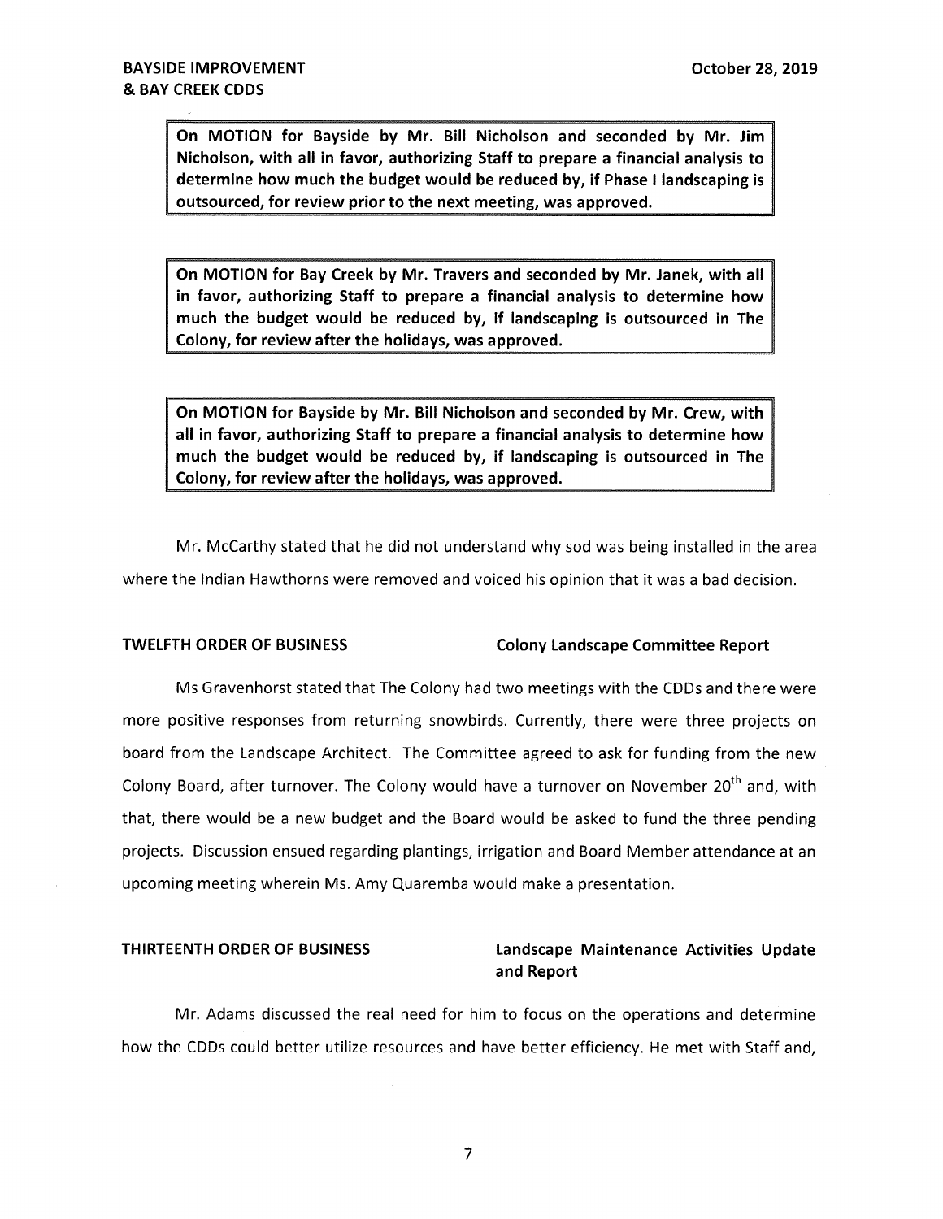**On MOTION for Bayside by Mr. Bill Nicholson and seconded by Mr. Jim Nicholson, with all in favor, authorizing Staff to prepare a financial analysis to determine how much the budget would be reduced by, if Phase I landscaping is outsourced, for review prior to the next meeting, was approved.**

**On MOTION for Bay Creek by Mr. Travers and seconded by Mr. Janek, with all in favor, authorizing Staff to prepare a financial analysis to determine how much the budget would be reduced by, if landscaping is outsourced in The Colony, for review after the holidays, was approved.**

**On MOTION for Bayside by Mr. Bill Nicholson and seconded by Mr. Crew, with all in favor, authorizing Staff to prepare a financial analysis to determine how much the budget would be reduced by, if landscaping is outsourced in The Colony, for review after the holidays, was approved.**

Mr. McCarthy stated that he did not understand why sod was being installed in the area where the Indian Hawthorns were removed and voiced his opinion that it was a bad decision.

## TWELFTH ORDER OF BUSINESS — Colony Landscape Committee Report

Ms Gravenhorst stated that The Colony had two meetings with the CDDs and there were more positive responses from returning snowbirds. Currently, there were three projects on board from the Landscape Architect. The Committee agreed to ask for funding from the new Colony Board, after turnover. The Colony would have a turnover on November 20th and, with that, there would be a new budget and the Board would be asked to fund the three pending projects. Discussion ensued regarding plantings, irrigation and Board Member attendance at an upcoming meeting wherein Ms. Amy Quaremba would make a presentation.

## THIRTEENTH ORDER OF BUSINESS — Landscape Maintenance Activities Update and Report

Mr. Adams discussed the real need for him to focus on the operations and determine how the CDDs could better utilize resources and have better efficiency. He met with Staff and,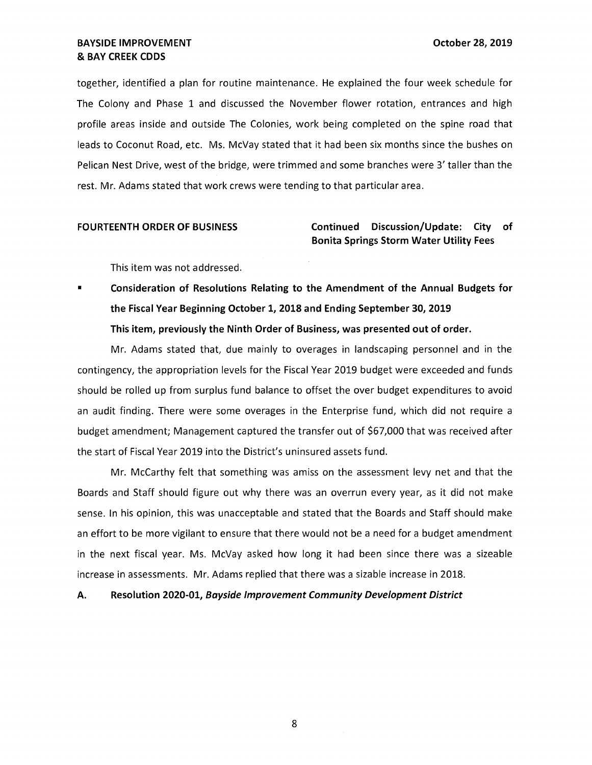together, identified a plan for routine maintenance. He explained the four week schedule for The Colony and Phase 1 and discussed the November flower rotation, entrances and high profile areas inside and outside The Colonies, work being completed on the spine road that leads to Coconut Road, etc. Ms. McVay stated that it had been six months since the bushes on Pelican Nest Drive, west of the bridge, were trimmed and some branches were 3' taller than the rest. Mr. Adams stated that work crews were tending to that particular area.

**FOURTEENTH ORDER OF BUSINESS** — **Continued Discussion/Update: City of Bonita Springs Storm Water Utility Fees**

This item was not addressed.

- **Consideration of Resolutions Relating to the Amendment of the Annual Budgets for the Fiscal Year Beginning October 1, 2018 and Ending September 30, 2019**

  **This item, previously the Ninth Order of Business, was presented out of order.**

Mr. Adams stated that, due mainly to overages in landscaping personnel and in the contingency, the appropriation levels for the Fiscal Year 2019 budget were exceeded and funds should be rolled up from surplus fund balance to offset the over budget expenditures to avoid an audit finding. There were some overages in the Enterprise fund, which did not require a budget amendment; Management captured the transfer out of $67,000 that was received after the start of Fiscal Year 2019 into the District's uninsured assets fund.

Mr. McCarthy felt that something was amiss on the assessment levy net and that the Boards and Staff should figure out why there was an overrun every year, as it did not make sense. In his opinion, this was unacceptable and stated that the Boards and Staff should make an effort to be more vigilant to ensure that there would not be a need for a budget amendment in the next fiscal year. Ms. McVay asked how long it had been since there was a sizeable increase in assessments. Mr. Adams replied that there was a sizable increase in 2018.

**A. Resolution 2020-01, *Bayside Improvement Community Development District***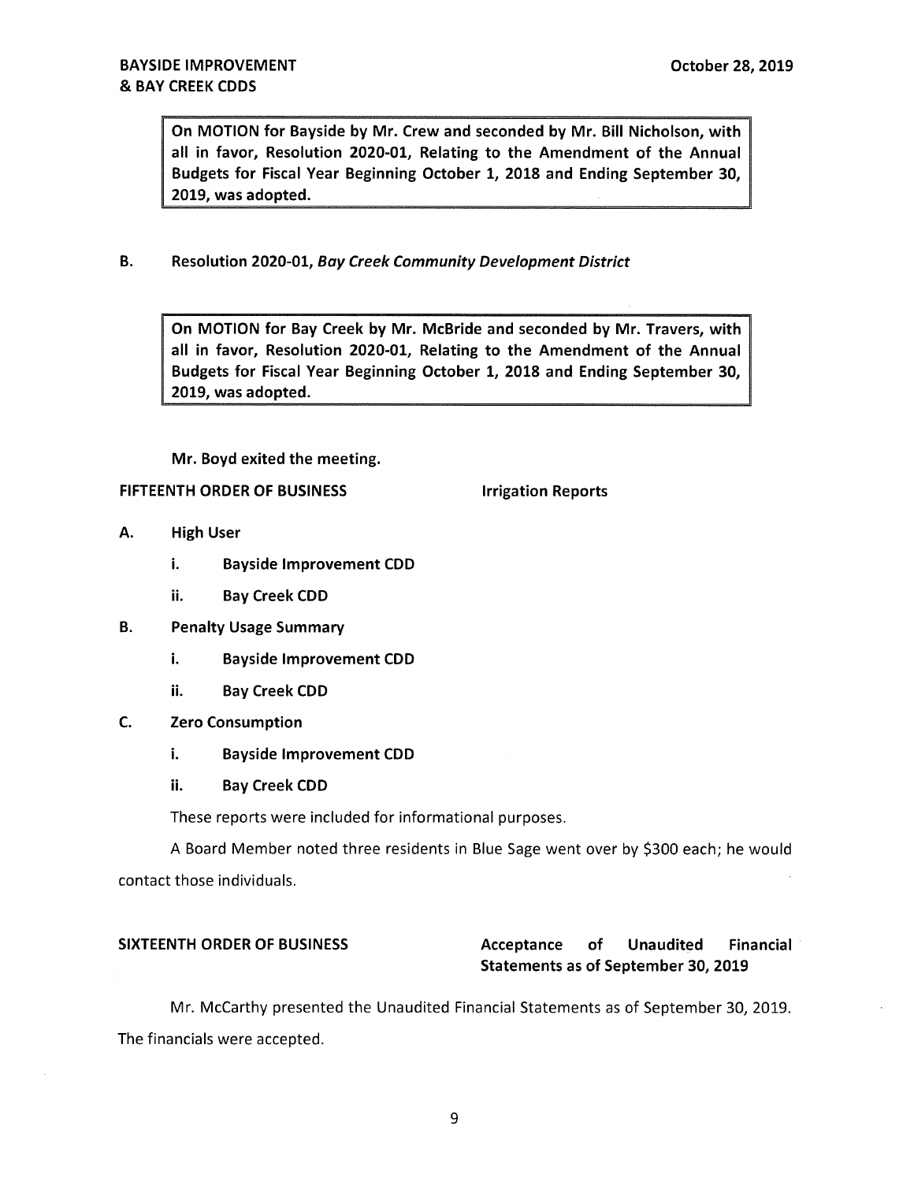**On MOTION for Bayside by Mr. Crew and seconded by Mr. Bill Nicholson, with all in favor, Resolution 2020-01, Relating to the Amendment of the Annual Budgets for Fiscal Year Beginning October 1, 2018 and Ending September 30, 2019, was adopted.**

**B. Resolution 2020-01, *Bay Creek Community Development District***

**On MOTION for Bay Creek by Mr. McBride and seconded by Mr. Travers, with all in favor, Resolution 2020-01, Relating to the Amendment of the Annual Budgets for Fiscal Year Beginning October 1, 2018 and Ending September 30, 2019, was adopted.**

**Mr. Boyd exited the meeting.**

**FIFTEENTH ORDER OF BUSINESS — Irrigation Reports**

**A. High User**

- **i. Bayside Improvement CDD**
- **ii. Bay Creek CDD**

**B. Penalty Usage Summary**

- **i. Bayside Improvement CDD**
- **ii. Bay Creek CDD**

**C. Zero Consumption**

- **i. Bayside Improvement CDD**
- **ii. Bay Creek CDD**

These reports were included for informational purposes.

A Board Member noted three residents in Blue Sage went over by $300 each; he would contact those individuals.

**SIXTEENTH ORDER OF BUSINESS — Acceptance of Unaudited Financial Statements as of September 30, 2019**

Mr. McCarthy presented the Unaudited Financial Statements as of September 30, 2019. The financials were accepted.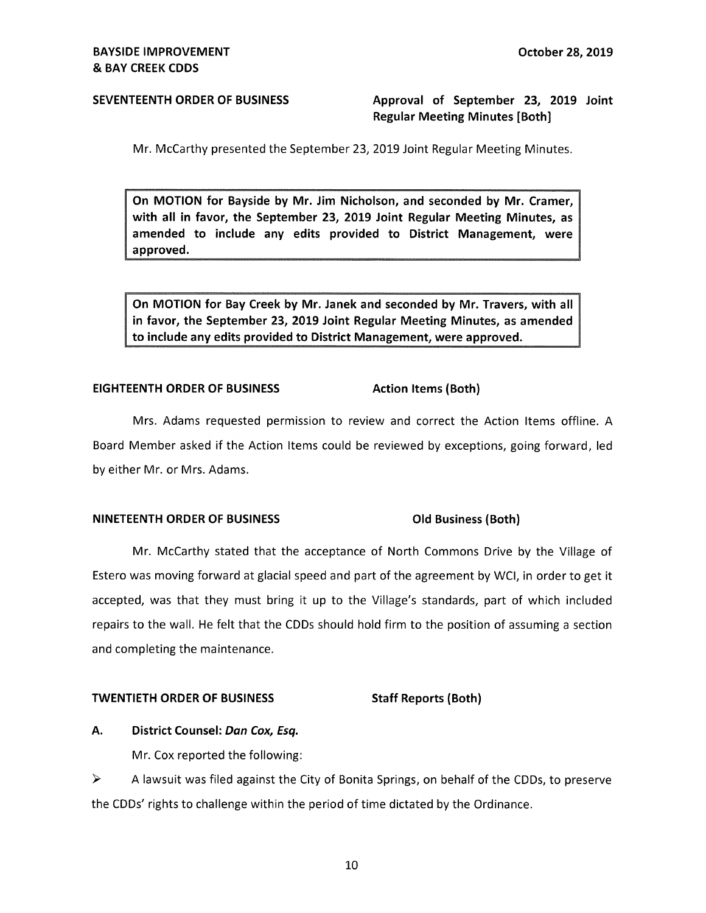**SEVENTEENTH ORDER OF BUSINESS** **Approval of September 23, 2019 Joint Regular Meeting Minutes [Both]**

Mr. McCarthy presented the September 23, 2019 Joint Regular Meeting Minutes.

> **On MOTION for Bayside by Mr. Jim Nicholson, and seconded by Mr. Cramer, with all in favor, the September 23, 2019 Joint Regular Meeting Minutes, as amended to include any edits provided to District Management, were approved.**

> **On MOTION for Bay Creek by Mr. Janek and seconded by Mr. Travers, with all in favor, the September 23, 2019 Joint Regular Meeting Minutes, as amended to include any edits provided to District Management, were approved.**

**EIGHTEENTH ORDER OF BUSINESS** **Action Items (Both)**

Mrs. Adams requested permission to review and correct the Action Items offline. A Board Member asked if the Action Items could be reviewed by exceptions, going forward, led by either Mr. or Mrs. Adams.

**NINETEENTH ORDER OF BUSINESS** **Old Business (Both)**

Mr. McCarthy stated that the acceptance of North Commons Drive by the Village of Estero was moving forward at glacial speed and part of the agreement by WCI, in order to get it accepted, was that they must bring it up to the Village's standards, part of which included repairs to the wall. He felt that the CDDs should hold firm to the position of assuming a section and completing the maintenance.

**TWENTIETH ORDER OF BUSINESS** **Staff Reports (Both)**

**A. District Counsel: *Dan Cox, Esq.***

Mr. Cox reported the following:

➢ A lawsuit was filed against the City of Bonita Springs, on behalf of the CDDs, to preserve the CDDs' rights to challenge within the period of time dictated by the Ordinance.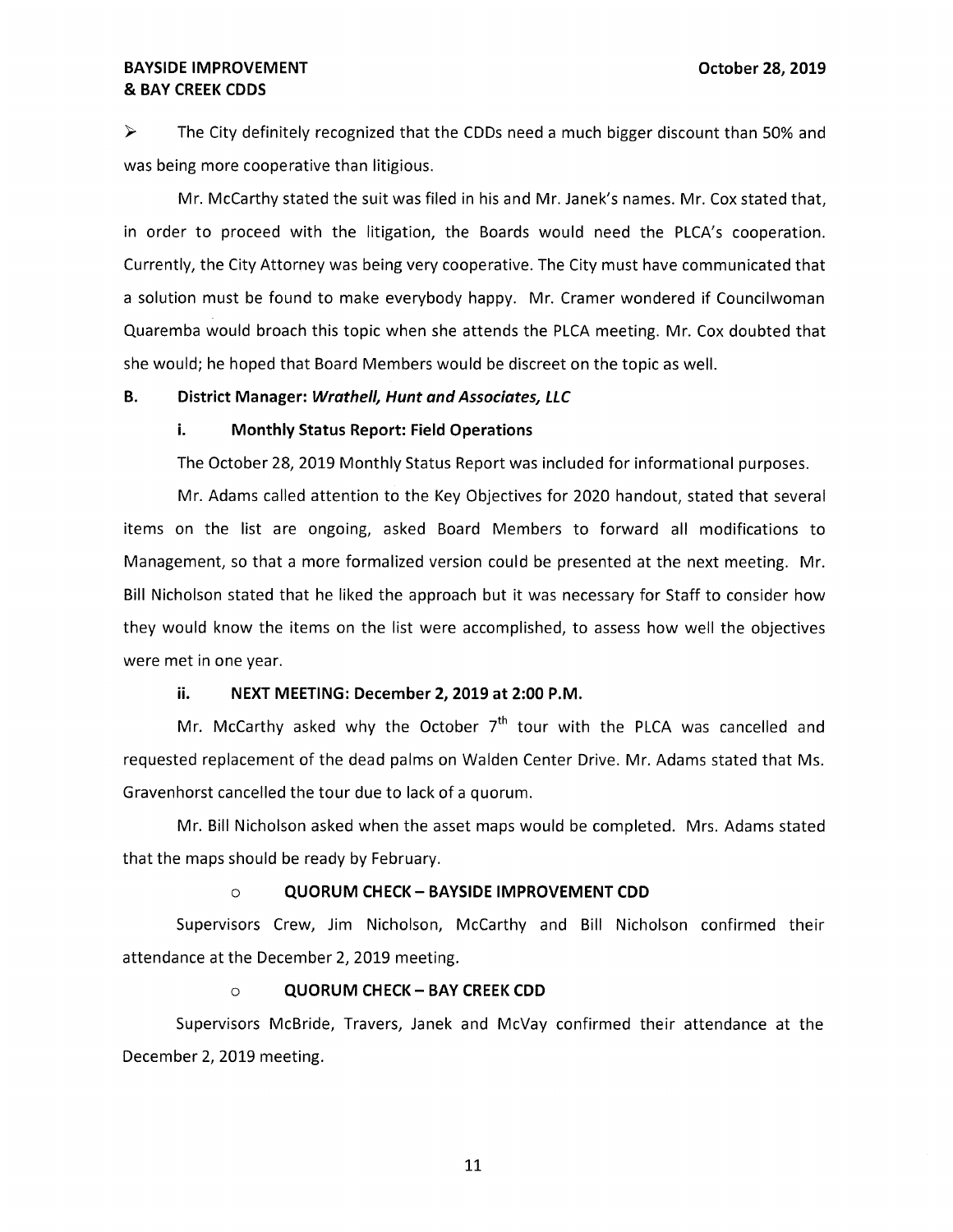- The City definitely recognized that the CDDs need a much bigger discount than 50% and was being more cooperative than litigious.

Mr. McCarthy stated the suit was filed in his and Mr. Janek's names. Mr. Cox stated that, in order to proceed with the litigation, the Boards would need the PLCA's cooperation. Currently, the City Attorney was being very cooperative. The City must have communicated that a solution must be found to make everybody happy. Mr. Cramer wondered if Councilwoman Quaremba would broach this topic when she attends the PLCA meeting. Mr. Cox doubted that she would; he hoped that Board Members would be discreet on the topic as well.

**B. District Manager: *Wrathell, Hunt and Associates, LLC***

**i. Monthly Status Report: Field Operations**

The October 28, 2019 Monthly Status Report was included for informational purposes.

Mr. Adams called attention to the Key Objectives for 2020 handout, stated that several items on the list are ongoing, asked Board Members to forward all modifications to Management, so that a more formalized version could be presented at the next meeting. Mr. Bill Nicholson stated that he liked the approach but it was necessary for Staff to consider how they would know the items on the list were accomplished, to assess how well the objectives were met in one year.

**ii. NEXT MEETING: December 2, 2019 at 2:00 P.M.**

Mr. McCarthy asked why the October 7th tour with the PLCA was cancelled and requested replacement of the dead palms on Walden Center Drive. Mr. Adams stated that Ms. Gravenhorst cancelled the tour due to lack of a quorum.

Mr. Bill Nicholson asked when the asset maps would be completed. Mrs. Adams stated that the maps should be ready by February.

- **QUORUM CHECK – BAYSIDE IMPROVEMENT CDD**

Supervisors Crew, Jim Nicholson, McCarthy and Bill Nicholson confirmed their attendance at the December 2, 2019 meeting.

- **QUORUM CHECK – BAY CREEK CDD**

Supervisors McBride, Travers, Janek and McVay confirmed their attendance at the December 2, 2019 meeting.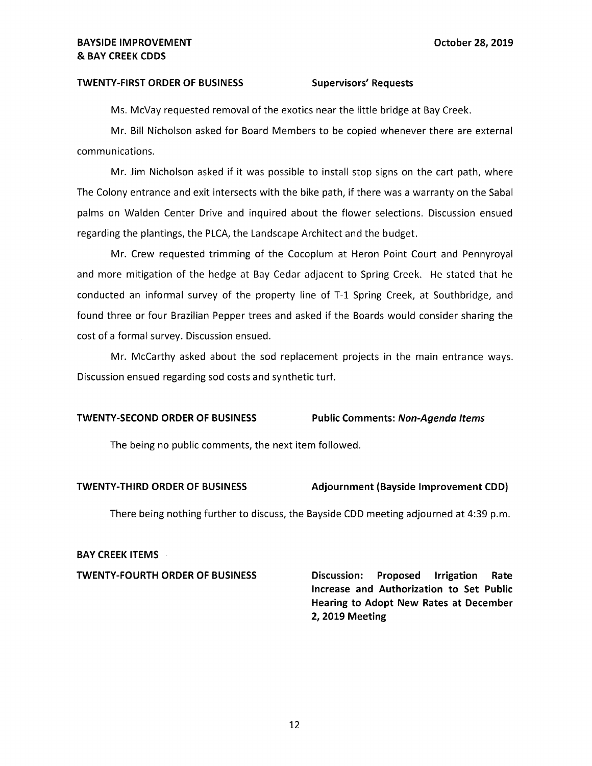**TWENTY-FIRST ORDER OF BUSINESS** **Supervisors' Requests**

Ms. McVay requested removal of the exotics near the little bridge at Bay Creek.

Mr. Bill Nicholson asked for Board Members to be copied whenever there are external communications.

Mr. Jim Nicholson asked if it was possible to install stop signs on the cart path, where The Colony entrance and exit intersects with the bike path, if there was a warranty on the Sabal palms on Walden Center Drive and inquired about the flower selections. Discussion ensued regarding the plantings, the PLCA, the Landscape Architect and the budget.

Mr. Crew requested trimming of the Cocoplum at Heron Point Court and Pennyroyal and more mitigation of the hedge at Bay Cedar adjacent to Spring Creek. He stated that he conducted an informal survey of the property line of T-1 Spring Creek, at Southbridge, and found three or four Brazilian Pepper trees and asked if the Boards would consider sharing the cost of a formal survey. Discussion ensued.

Mr. McCarthy asked about the sod replacement projects in the main entrance ways. Discussion ensued regarding sod costs and synthetic turf.

**TWENTY-SECOND ORDER OF BUSINESS** **Public Comments: *Non-Agenda Items***

The being no public comments, the next item followed.

**TWENTY-THIRD ORDER OF BUSINESS** **Adjournment (Bayside Improvement CDD)**

There being nothing further to discuss, the Bayside CDD meeting adjourned at 4:39 p.m.

**BAY CREEK ITEMS**

**TWENTY-FOURTH ORDER OF BUSINESS** **Discussion: Proposed Irrigation Rate Increase and Authorization to Set Public Hearing to Adopt New Rates at December 2, 2019 Meeting**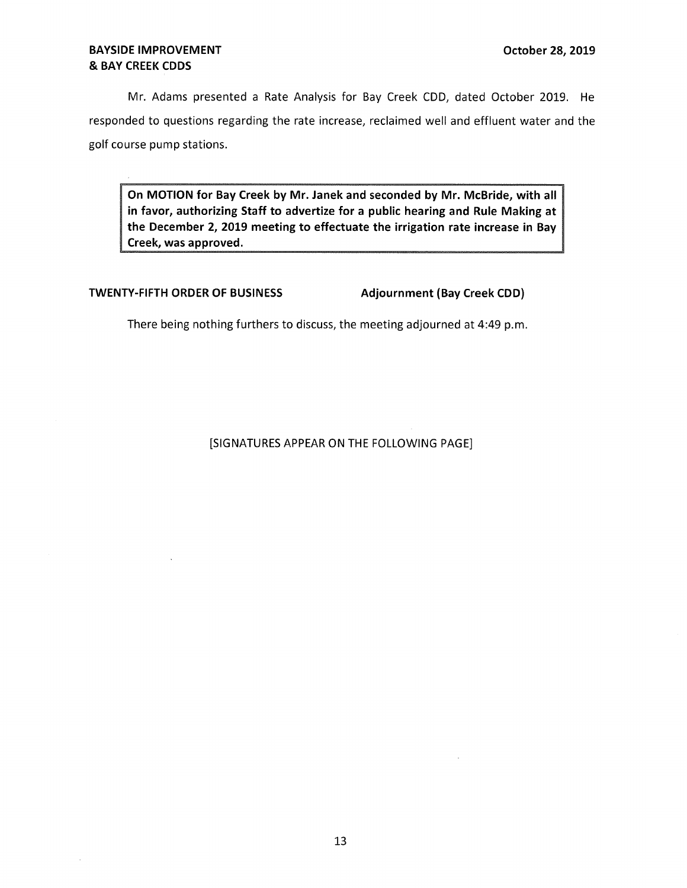Mr. Adams presented a Rate Analysis for Bay Creek CDD, dated October 2019. He responded to questions regarding the rate increase, reclaimed well and effluent water and the golf course pump stations.

> **On MOTION for Bay Creek by Mr. Janek and seconded by Mr. McBride, with all in favor, authorizing Staff to advertize for a public hearing and Rule Making at the December 2, 2019 meeting to effectuate the irrigation rate increase in Bay Creek, was approved.**

**TWENTY-FIFTH ORDER OF BUSINESS — Adjournment (Bay Creek CDD)**

There being nothing furthers to discuss, the meeting adjourned at 4:49 p.m.

[SIGNATURES APPEAR ON THE FOLLOWING PAGE]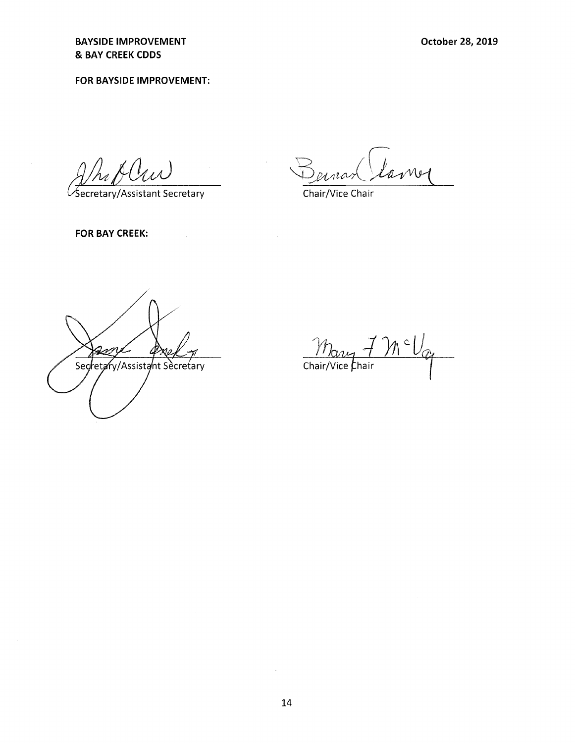**BAYSIDE IMPROVEMENT**
**& BAY CREEK CDDS**

**October 28, 2019**

**FOR BAYSIDE IMPROVEMENT:**

\_\_\_\_\_\_\_\_\_\_\_\_\_\_\_\_\_\_\_\_\_\_\_\_\_\_\_\_
Secretary/Assistant Secretary

\_\_\_\_\_\_\_\_\_\_\_\_\_\_\_\_\_\_\_\_\_\_\_\_\_\_\_\_
Chair/Vice Chair

**FOR BAY CREEK:**

\_\_\_\_\_\_\_\_\_\_\_\_\_\_\_\_\_\_\_\_\_\_\_\_\_\_\_\_
Secretary/Assistant Secretary

\_\_\_\_\_\_\_\_\_\_\_\_\_\_\_\_\_\_\_\_\_\_\_\_\_\_\_\_
Chair/Vice Chair